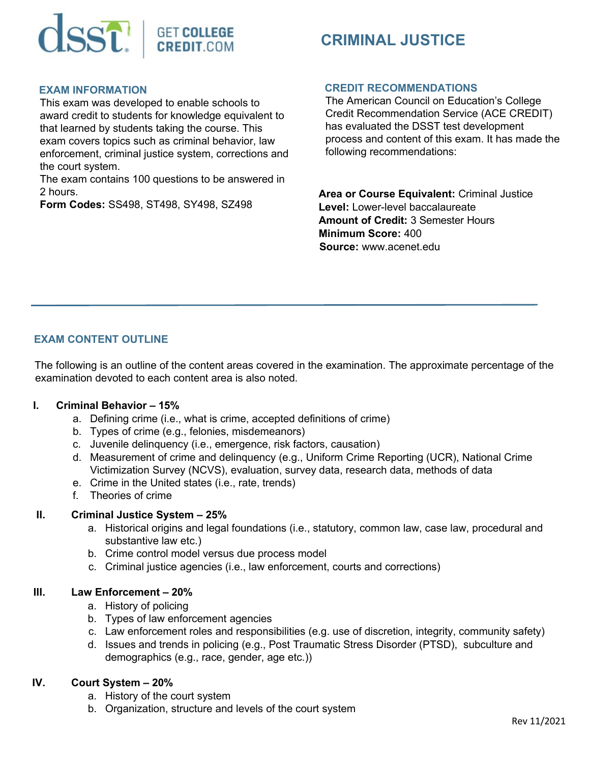# CRIMINAL JUSTICE

## EXAM INFORMATION

This exam was developed to enable schools to award credit to students for knowledge equivalent to that learned by students taking the course. This exam covers topics such as criminal behavior, law enforcement, criminal justice system, corrections and the court system.

The exam contains 100 questions to be answered in 2 hours.

**Form Codes:** SS498, ST498, SY498, SZ498

## CREDIT RECOMMENDATIONS

The American Council on Education's College Credit Recommendation Service (ACE CREDIT) has evaluated the DSST test development process and content of this exam. It has made the following recommendations:

**Area or Course Equivalent:** Criminal Justice
**Level:** Lower-level baccalaureate
**Amount of Credit:** 3 Semester Hours
**Minimum Score:** 400
**Source:** www.acenet.edu

---

## EXAM CONTENT OUTLINE

The following is an outline of the content areas covered in the examination. The approximate percentage of the examination devoted to each content area is also noted.

**I. Criminal Behavior – 15%**

a. Defining crime (i.e., what is crime, accepted definitions of crime)
b. Types of crime (e.g., felonies, misdemeanors)
c. Juvenile delinquency (i.e., emergence, risk factors, causation)
d. Measurement of crime and delinquency (e.g., Uniform Crime Reporting (UCR), National Crime Victimization Survey (NCVS), evaluation, survey data, research data, methods of data
e. Crime in the United states (i.e., rate, trends)
f. Theories of crime

**II. Criminal Justice System – 25%**

a. Historical origins and legal foundations (i.e., statutory, common law, case law, procedural and substantive law etc.)
b. Crime control model versus due process model
c. Criminal justice agencies (i.e., law enforcement, courts and corrections)

**III. Law Enforcement – 20%**

a. History of policing
b. Types of law enforcement agencies
c. Law enforcement roles and responsibilities (e.g. use of discretion, integrity, community safety)
d. Issues and trends in policing (e.g., Post Traumatic Stress Disorder (PTSD), subculture and demographics (e.g., race, gender, age etc.))

**IV. Court System – 20%**

a. History of the court system
b. Organization, structure and levels of the court system

Rev 11/2021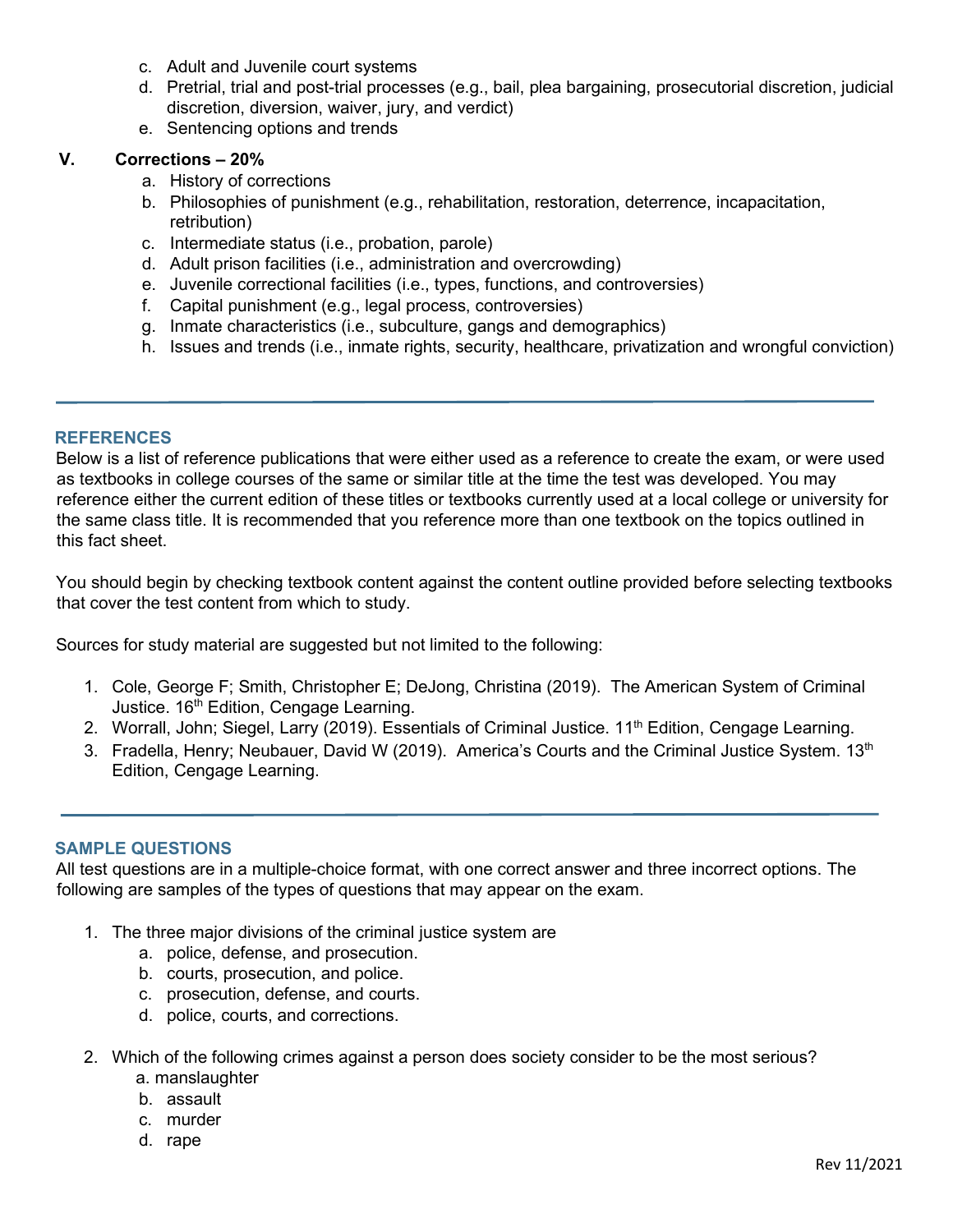c. Adult and Juvenile court systems
d. Pretrial, trial and post-trial processes (e.g., bail, plea bargaining, prosecutorial discretion, judicial discretion, diversion, waiver, jury, and verdict)
e. Sentencing options and trends

**V. Corrections – 20%**

a. History of corrections
b. Philosophies of punishment (e.g., rehabilitation, restoration, deterrence, incapacitation, retribution)
c. Intermediate status (i.e., probation, parole)
d. Adult prison facilities (i.e., administration and overcrowding)
e. Juvenile correctional facilities (i.e., types, functions, and controversies)
f. Capital punishment (e.g., legal process, controversies)
g. Inmate characteristics (i.e., subculture, gangs and demographics)
h. Issues and trends (i.e., inmate rights, security, healthcare, privatization and wrongful conviction)

---

## REFERENCES

Below is a list of reference publications that were either used as a reference to create the exam, or were used as textbooks in college courses of the same or similar title at the time the test was developed. You may reference either the current edition of these titles or textbooks currently used at a local college or university for the same class title. It is recommended that you reference more than one textbook on the topics outlined in this fact sheet.

You should begin by checking textbook content against the content outline provided before selecting textbooks that cover the test content from which to study.

Sources for study material are suggested but not limited to the following:

1. Cole, George F; Smith, Christopher E; DeJong, Christina (2019). The American System of Criminal Justice. 16th Edition, Cengage Learning.
2. Worrall, John; Siegel, Larry (2019). Essentials of Criminal Justice. 11th Edition, Cengage Learning.
3. Fradella, Henry; Neubauer, David W (2019). America's Courts and the Criminal Justice System. 13th Edition, Cengage Learning.

---

## SAMPLE QUESTIONS

All test questions are in a multiple-choice format, with one correct answer and three incorrect options. The following are samples of the types of questions that may appear on the exam.

1. The three major divisions of the criminal justice system are
   a. police, defense, and prosecution.
   b. courts, prosecution, and police.
   c. prosecution, defense, and courts.
   d. police, courts, and corrections.

2. Which of the following crimes against a person does society consider to be the most serious?
   a. manslaughter
   b. assault
   c. murder
   d. rape

Rev 11/2021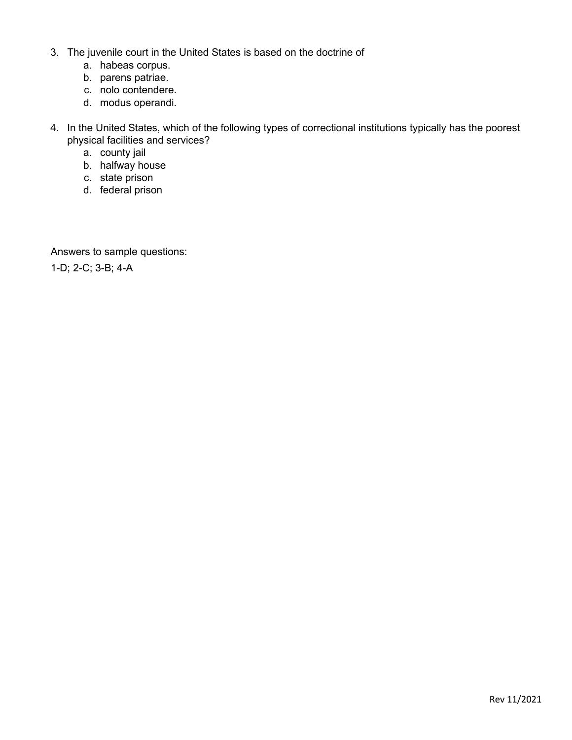3. The juvenile court in the United States is based on the doctrine of
    a. habeas corpus.
    b. parens patriae.
    c. nolo contendere.
    d. modus operandi.

4. In the United States, which of the following types of correctional institutions typically has the poorest physical facilities and services?
    a. county jail
    b. halfway house
    c. state prison
    d. federal prison

Answers to sample questions:

1-D; 2-C; 3-B; 4-A

Rev 11/2021